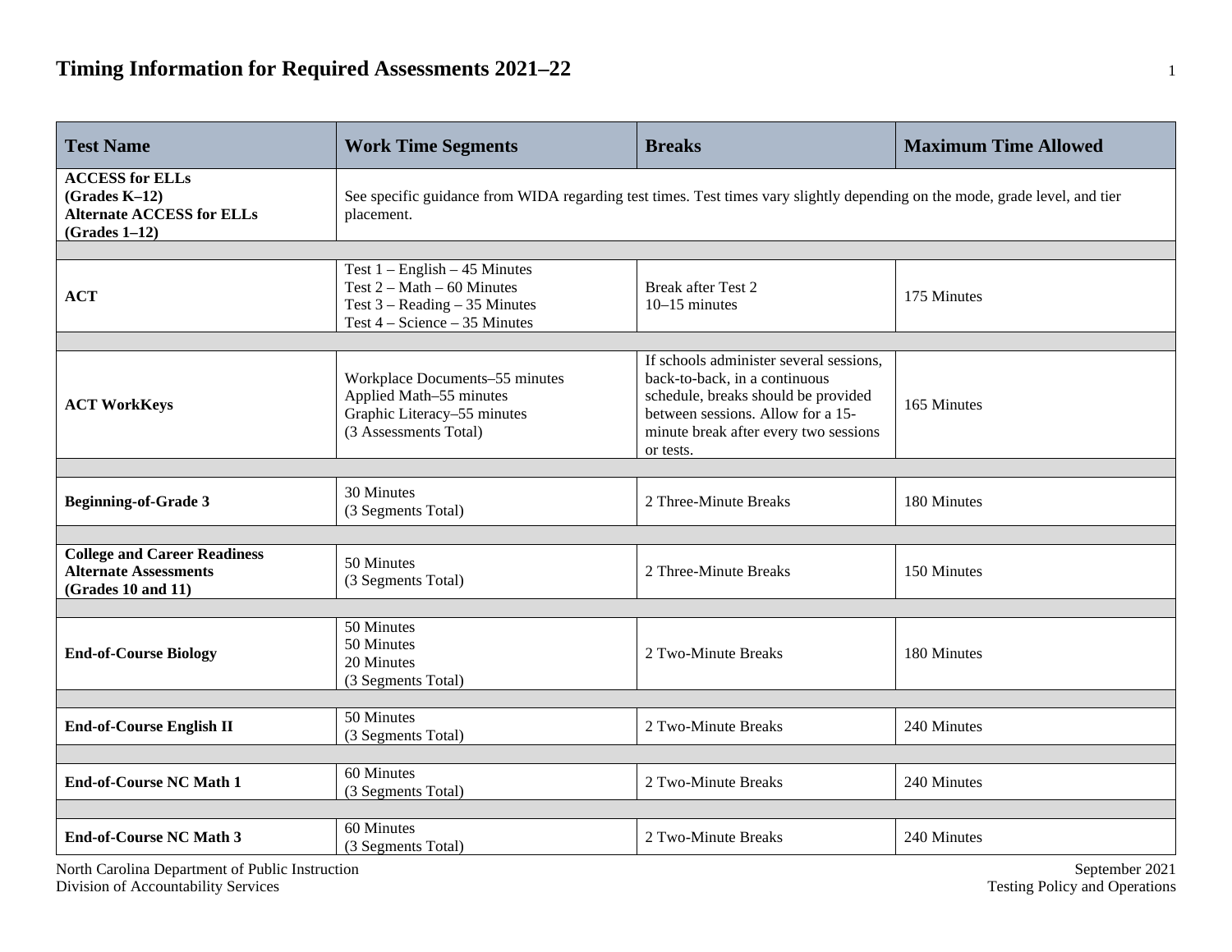# Timing Information for Required Assessments 2021–22

| Test Name | Work Time Segments | Breaks | Maximum Time Allowed |
|---|---|---|---|
| **ACCESS for ELLs (Grades K–12) Alternate ACCESS for ELLs (Grades 1–12)** | See specific guidance from WIDA regarding test times. Test times vary slightly depending on the mode, grade level, and tier placement. | | |
| **ACT** | Test 1 – English – 45 Minutes<br>Test 2 – Math – 60 Minutes<br>Test 3 – Reading – 35 Minutes<br>Test 4 – Science – 35 Minutes | Break after Test 2<br>10–15 minutes | 175 Minutes |
| **ACT WorkKeys** | Workplace Documents–55 minutes<br>Applied Math–55 minutes<br>Graphic Literacy–55 minutes<br>(3 Assessments Total) | If schools administer several sessions, back-to-back, in a continuous schedule, breaks should be provided between sessions. Allow for a 15-minute break after every two sessions or tests. | 165 Minutes |
| **Beginning-of-Grade 3** | 30 Minutes<br>(3 Segments Total) | 2 Three-Minute Breaks | 180 Minutes |
| **College and Career Readiness Alternate Assessments (Grades 10 and 11)** | 50 Minutes<br>(3 Segments Total) | 2 Three-Minute Breaks | 150 Minutes |
| **End-of-Course Biology** | 50 Minutes<br>50 Minutes<br>20 Minutes<br>(3 Segments Total) | 2 Two-Minute Breaks | 180 Minutes |
| **End-of-Course English II** | 50 Minutes<br>(3 Segments Total) | 2 Two-Minute Breaks | 240 Minutes |
| **End-of-Course NC Math 1** | 60 Minutes<br>(3 Segments Total) | 2 Two-Minute Breaks | 240 Minutes |
| **End-of-Course NC Math 3** | 60 Minutes<br>(3 Segments Total) | 2 Two-Minute Breaks | 240 Minutes |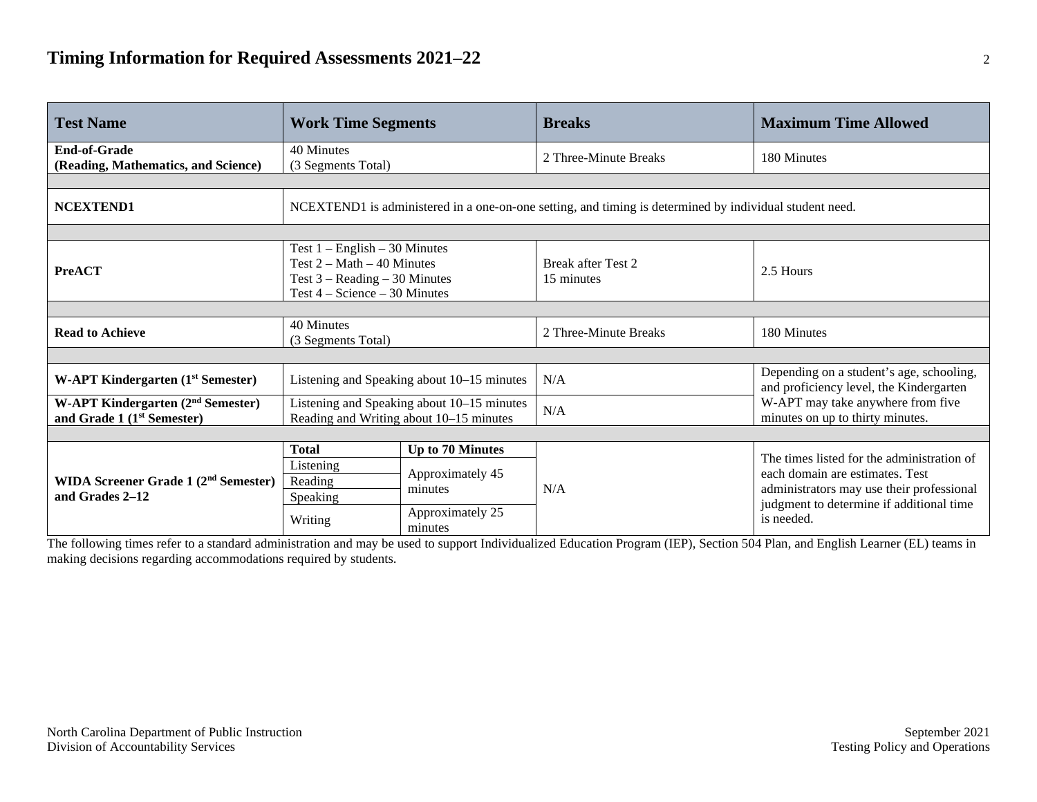# Timing Information for Required Assessments 2021–22

| Test Name | Work Time Segments | | Breaks | Maximum Time Allowed |
|---|---|---|---|---|
| **End-of-Grade (Reading, Mathematics, and Science)** | 40 Minutes (3 Segments Total) | | 2 Three-Minute Breaks | 180 Minutes |
| | | | | |
| **NCEXTEND1** | NCEXTEND1 is administered in a one-on-one setting, and timing is determined by individual student need. | | | |
| | | | | |
| **PreACT** | Test 1 – English – 30 Minutes<br>Test 2 – Math – 40 Minutes<br>Test 3 – Reading – 30 Minutes<br>Test 4 – Science – 30 Minutes | | Break after Test 2<br>15 minutes | 2.5 Hours |
| | | | | |
| **Read to Achieve** | 40 Minutes (3 Segments Total) | | 2 Three-Minute Breaks | 180 Minutes |
| | | | | |
| **W-APT Kindergarten (1st Semester)** | Listening and Speaking about 10–15 minutes | | N/A | Depending on a student's age, schooling, and proficiency level, the Kindergarten W-APT may take anywhere from five minutes on up to thirty minutes. |
| **W-APT Kindergarten (2nd Semester) and Grade 1 (1st Semester)** | Listening and Speaking about 10–15 minutes<br>Reading and Writing about 10–15 minutes | | N/A | |
| | | | | |
| **WIDA Screener Grade 1 (2nd Semester) and Grades 2–12** | **Total** | **Up to 70 Minutes** | N/A | The times listed for the administration of each domain are estimates. Test administrators may use their professional judgment to determine if additional time is needed. |
| | Listening | Approximately 45 minutes | | |
| | Reading | | | |
| | Speaking | | | |
| | Writing | Approximately 25 minutes | | |

The following times refer to a standard administration and may be used to support Individualized Education Program (IEP), Section 504 Plan, and English Learner (EL) teams in making decisions regarding accommodations required by students.